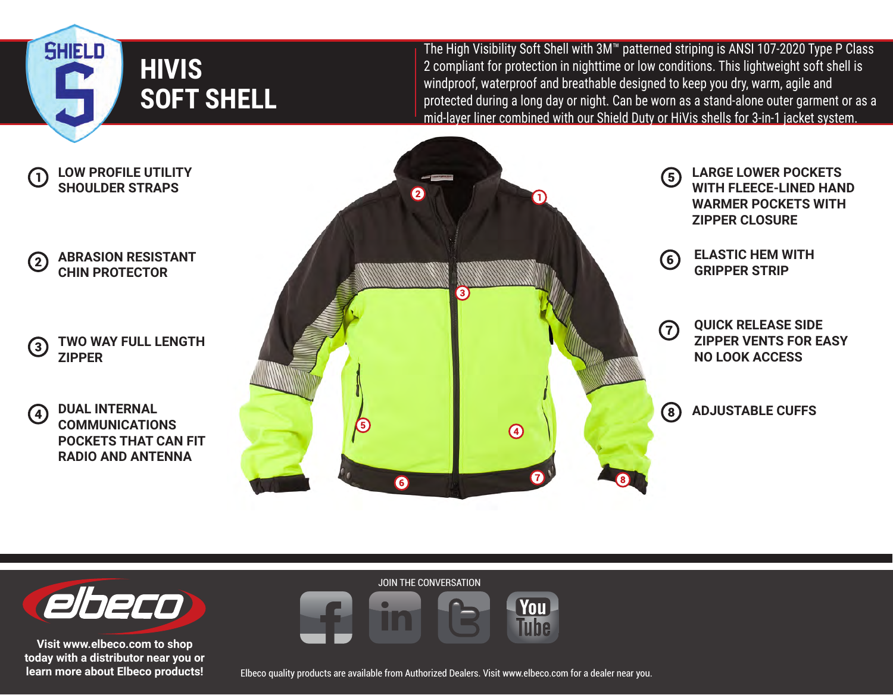SHIELD

# HIVIS SOFT SHELL

The High Visibility Soft Shell with 3M™ patterned striping is ANSI 107-2020 Type P Class 2 compliant for protection in nighttime or low conditions. This lightweight soft shell is windproof, waterproof and breathable designed to keep you dry, warm, agile and protected during a long day or night. Can be worn as a stand-alone outer garment or as a mid-layer liner combined with our Shield Duty or HiVis shells for 3-in-1 jacket system.

1. **LOW PROFILE UTILITY SHOULDER STRAPS**
2. **ABRASION RESISTANT CHIN PROTECTOR**
3. **TWO WAY FULL LENGTH ZIPPER**
4. **DUAL INTERNAL COMMUNICATIONS POCKETS THAT CAN FIT RADIO AND ANTENNA**
5. **LARGE LOWER POCKETS WITH FLEECE-LINED HAND WARMER POCKETS WITH ZIPPER CLOSURE**
6. **ELASTIC HEM WITH GRIPPER STRIP**
7. **QUICK RELEASE SIDE ZIPPER VENTS FOR EASY NO LOOK ACCESS**
8. **ADJUSTABLE CUFFS**

elbeco

**Visit www.elbeco.com to shop today with a distributor near you or learn more about Elbeco products!**

JOIN THE CONVERSATION

Elbeco quality products are available from Authorized Dealers. Visit www.elbeco.com for a dealer near you.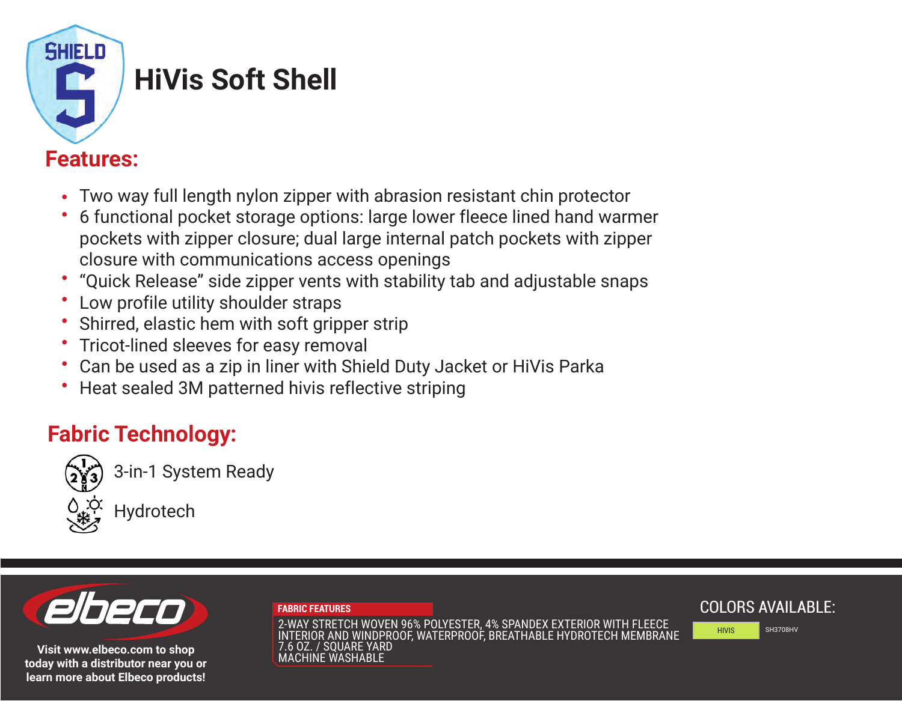SHIELD

# HiVis Soft Shell

## Features:

- Two way full length nylon zipper with abrasion resistant chin protector
- 6 functional pocket storage options: large lower fleece lined hand warmer pockets with zipper closure; dual large internal patch pockets with zipper closure with communications access openings
- "Quick Release" side zipper vents with stability tab and adjustable snaps
- Low profile utility shoulder straps
- Shirred, elastic hem with soft gripper strip
- Tricot-lined sleeves for easy removal
- Can be used as a zip in liner with Shield Duty Jacket or HiVis Parka
- Heat sealed 3M patterned hivis reflective striping

## Fabric Technology:

3-in-1 System Ready

Hydrotech

elbeco

**Visit www.elbeco.com to shop today with a distributor near you or learn more about Elbeco products!**

**FABRIC FEATURES**

2-WAY STRETCH WOVEN 96% POLYESTER, 4% SPANDEX EXTERIOR WITH FLEECE INTERIOR AND WINDPROOF, WATERPROOF, BREATHABLE HYDROTECH MEMBRANE
7.6 OZ. / SQUARE YARD
MACHINE WASHABLE

COLORS AVAILABLE:

HIVIS SH3708HV